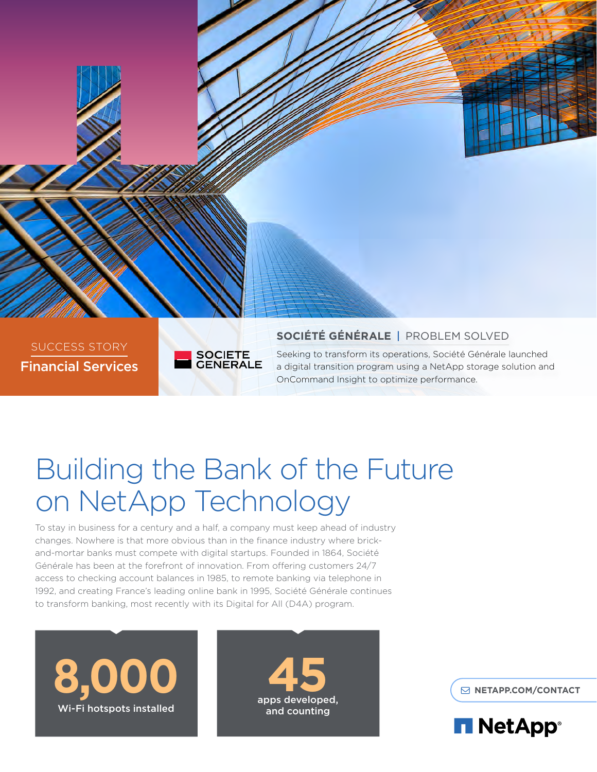SUCCESS STORY

**Financial Services**

SOCIETE GENERALE

**SOCIÉTÉ GÉNÉRALE** | PROBLEM SOLVED

Seeking to transform its operations, Société Générale launched a digital transition program using a NetApp storage solution and OnCommand Insight to optimize performance.

# Building the Bank of the Future on NetApp Technology

To stay in business for a century and a half, a company must keep ahead of industry changes. Nowhere is that more obvious than in the finance industry where brick-and-mortar banks must compete with digital startups. Founded in 1864, Société Générale has been at the forefront of innovation. From offering customers 24/7 access to checking account balances in 1985, to remote banking via telephone in 1992, and creating France's leading online bank in 1995, Société Générale continues to transform banking, most recently with its Digital for All (D4A) program.

**8,000**
Wi-Fi hotspots installed

**45**
apps developed, and counting

NETAPP.COM/CONTACT

NetApp®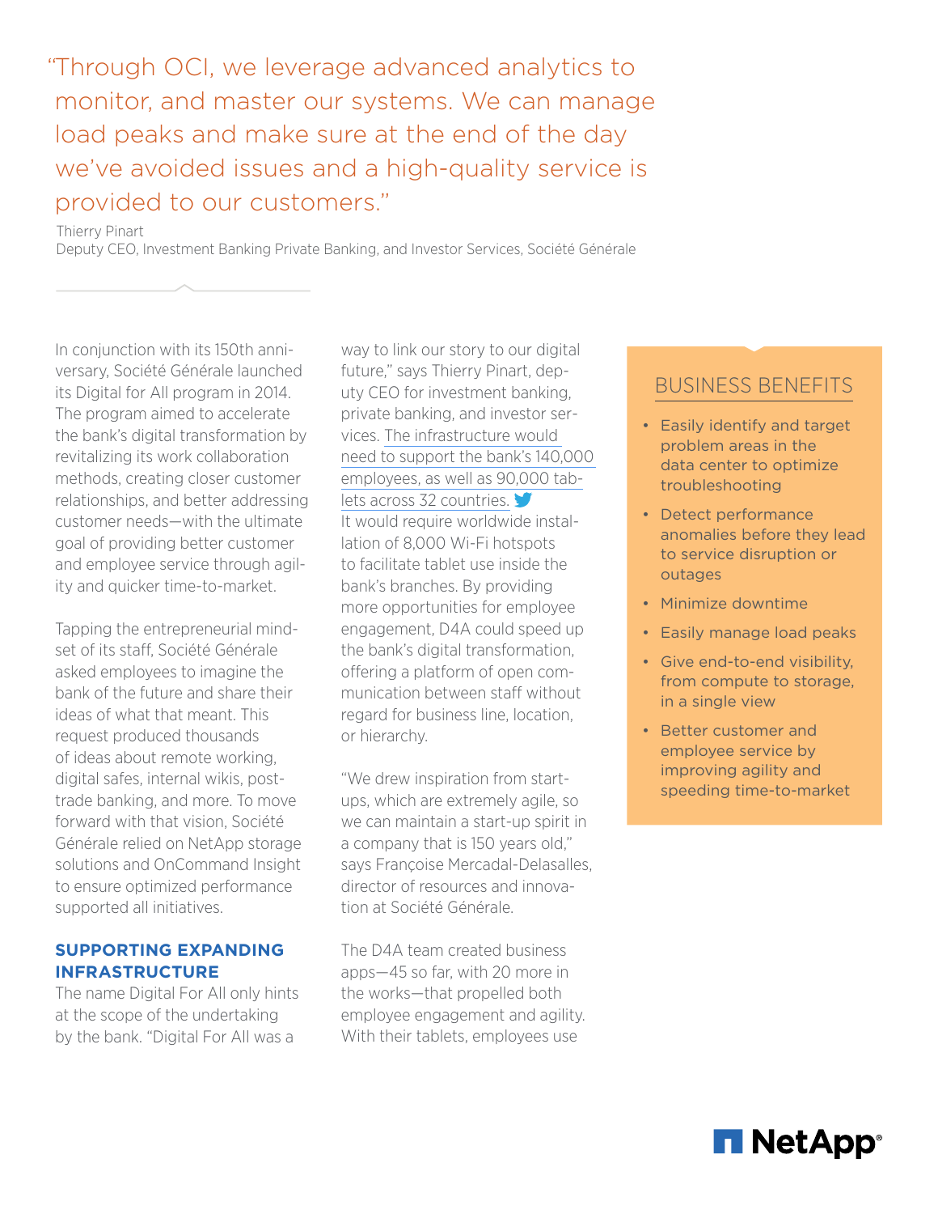> "Through OCI, we leverage advanced analytics to monitor, and master our systems. We can manage load peaks and make sure at the end of the day we've avoided issues and a high-quality service is provided to our customers."

Thierry Pinart
Deputy CEO, Investment Banking Private Banking, and Investor Services, Société Générale

In conjunction with its 150th anniversary, Société Générale launched its Digital for All program in 2014. The program aimed to accelerate the bank's digital transformation by revitalizing its work collaboration methods, creating closer customer relationships, and better addressing customer needs—with the ultimate goal of providing better customer and employee service through agility and quicker time-to-market.

Tapping the entrepreneurial mindset of its staff, Société Générale asked employees to imagine the bank of the future and share their ideas of what that meant. This request produced thousands of ideas about remote working, digital safes, internal wikis, post-trade banking, and more. To move forward with that vision, Société Générale relied on NetApp storage solutions and OnCommand Insight to ensure optimized performance supported all initiatives.

## SUPPORTING EXPANDING INFRASTRUCTURE

The name Digital For All only hints at the scope of the undertaking by the bank. "Digital For All was a way to link our story to our digital future," says Thierry Pinart, deputy CEO for investment banking, private banking, and investor services. The infrastructure would need to support the bank's 140,000 employees, as well as 90,000 tablets across 32 countries. It would require worldwide installation of 8,000 Wi-Fi hotspots to facilitate tablet use inside the bank's branches. By providing more opportunities for employee engagement, D4A could speed up the bank's digital transformation, offering a platform of open communication between staff without regard for business line, location, or hierarchy.

"We drew inspiration from start-ups, which are extremely agile, so we can maintain a start-up spirit in a company that is 150 years old," says Françoise Mercadal-Delasalles, director of resources and innovation at Société Générale.

The D4A team created business apps—45 so far, with 20 more in the works—that propelled both employee engagement and agility. With their tablets, employees use

## BUSINESS BENEFITS

- Easily identify and target problem areas in the data center to optimize troubleshooting
- Detect performance anomalies before they lead to service disruption or outages
- Minimize downtime
- Easily manage load peaks
- Give end-to-end visibility, from compute to storage, in a single view
- Better customer and employee service by improving agility and speeding time-to-market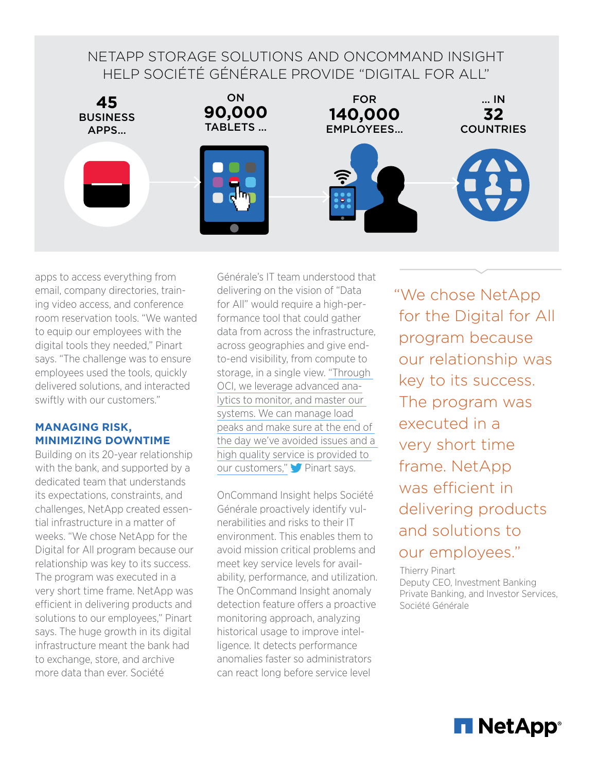## NETAPP STORAGE SOLUTIONS AND ONCOMMAND INSIGHT HELP SOCIÉTÉ GÉNÉRALE PROVIDE "DIGITAL FOR ALL"

**45** BUSINESS APPS... ON **90,000** TABLETS ... FOR **140,000** EMPLOYEES... ... IN **32** COUNTRIES

apps to access everything from email, company directories, training video access, and conference room reservation tools. "We wanted to equip our employees with the digital tools they needed," Pinart says. "The challenge was to ensure employees used the tools, quickly delivered solutions, and interacted swiftly with our customers."

### MANAGING RISK, MINIMIZING DOWNTIME

Building on its 20-year relationship with the bank, and supported by a dedicated team that understands its expectations, constraints, and challenges, NetApp created essential infrastructure in a matter of weeks. "We chose NetApp for the Digital for All program because our relationship was key to its success. The program was executed in a very short time frame. NetApp was efficient in delivering products and solutions to our employees," Pinart says. The huge growth in its digital infrastructure meant the bank had to exchange, store, and archive more data than ever. Société Générale's IT team understood that delivering on the vision of "Data for All" would require a high-performance tool that could gather data from across the infrastructure, across geographies and give end-to-end visibility, from compute to storage, in a single view. "Through OCI, we leverage advanced analytics to monitor, and master our systems. We can manage load peaks and make sure at the end of the day we've avoided issues and a high quality service is provided to our customers," Pinart says.

OnCommand Insight helps Société Générale proactively identify vulnerabilities and risks to their IT environment. This enables them to avoid mission critical problems and meet key service levels for availability, performance, and utilization. The OnCommand Insight anomaly detection feature offers a proactive monitoring approach, analyzing historical usage to improve intelligence. It detects performance anomalies faster so administrators can react long before service level

> "We chose NetApp for the Digital for All program because our relationship was key to its success. The program was executed in a very short time frame. NetApp was efficient in delivering products and solutions to our employees."
>
> Thierry Pinart
> Deputy CEO, Investment Banking Private Banking, and Investor Services, Société Générale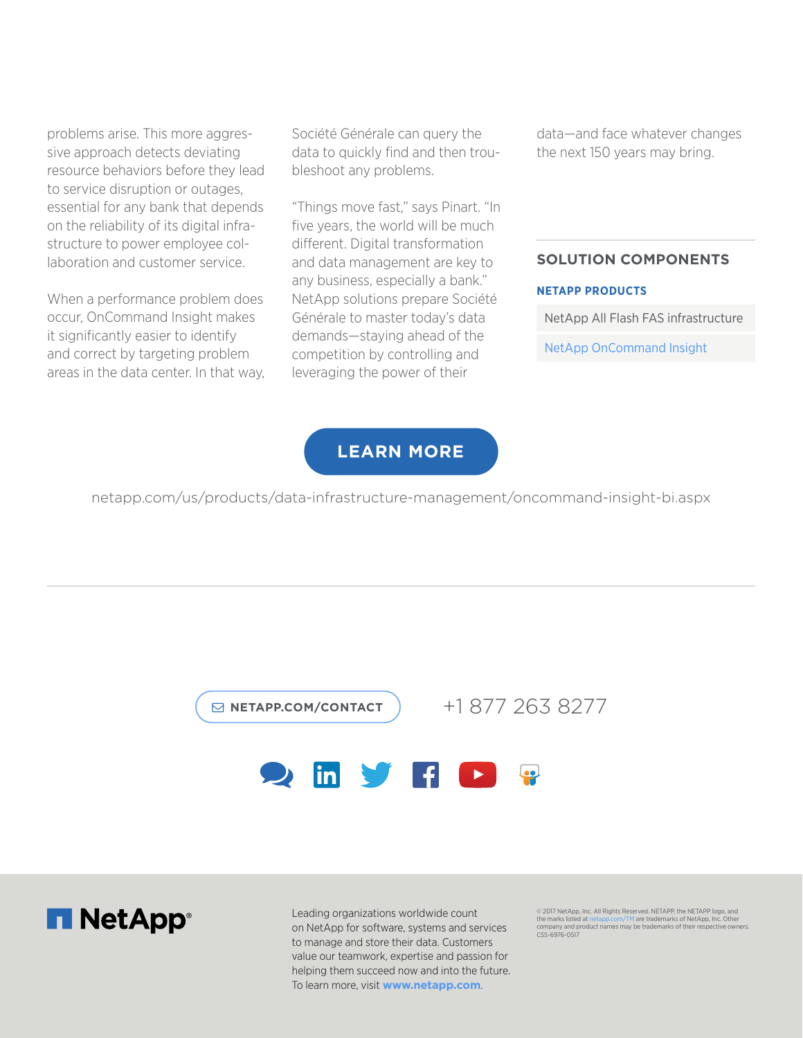problems arise. This more aggressive approach detects deviating resource behaviors before they lead to service disruption or outages, essential for any bank that depends on the reliability of its digital infrastructure to power employee collaboration and customer service.

When a performance problem does occur, OnCommand Insight makes it significantly easier to identify and correct by targeting problem areas in the data center. In that way, Société Générale can query the data to quickly find and then troubleshoot any problems.

"Things move fast," says Pinart. "In five years, the world will be much different. Digital transformation and data management are key to any business, especially a bank." NetApp solutions prepare Société Générale to master today's data demands—staying ahead of the competition by controlling and leveraging the power of their data—and face whatever changes the next 150 years may bring.

## SOLUTION COMPONENTS

### NETAPP PRODUCTS

- NetApp All Flash FAS infrastructure
- NetApp OnCommand Insight

**LEARN MORE**

netapp.com/us/products/data-infrastructure-management/oncommand-insight-bi.aspx

NETAPP.COM/CONTACT

+1 877 263 8277

NetApp

Leading organizations worldwide count on NetApp for software, systems and services to manage and store their data. Customers value our teamwork, expertise and passion for helping them succeed now and into the future. To learn more, visit **www.netapp.com**.

© 2017 NetApp, Inc. All Rights Reserved. NETAPP, the NETAPP logo, and the marks listed at netapp.com/TM are trademarks of NetApp, Inc. Other company and product names may be trademarks of their respective owners. CSS-6976-0517